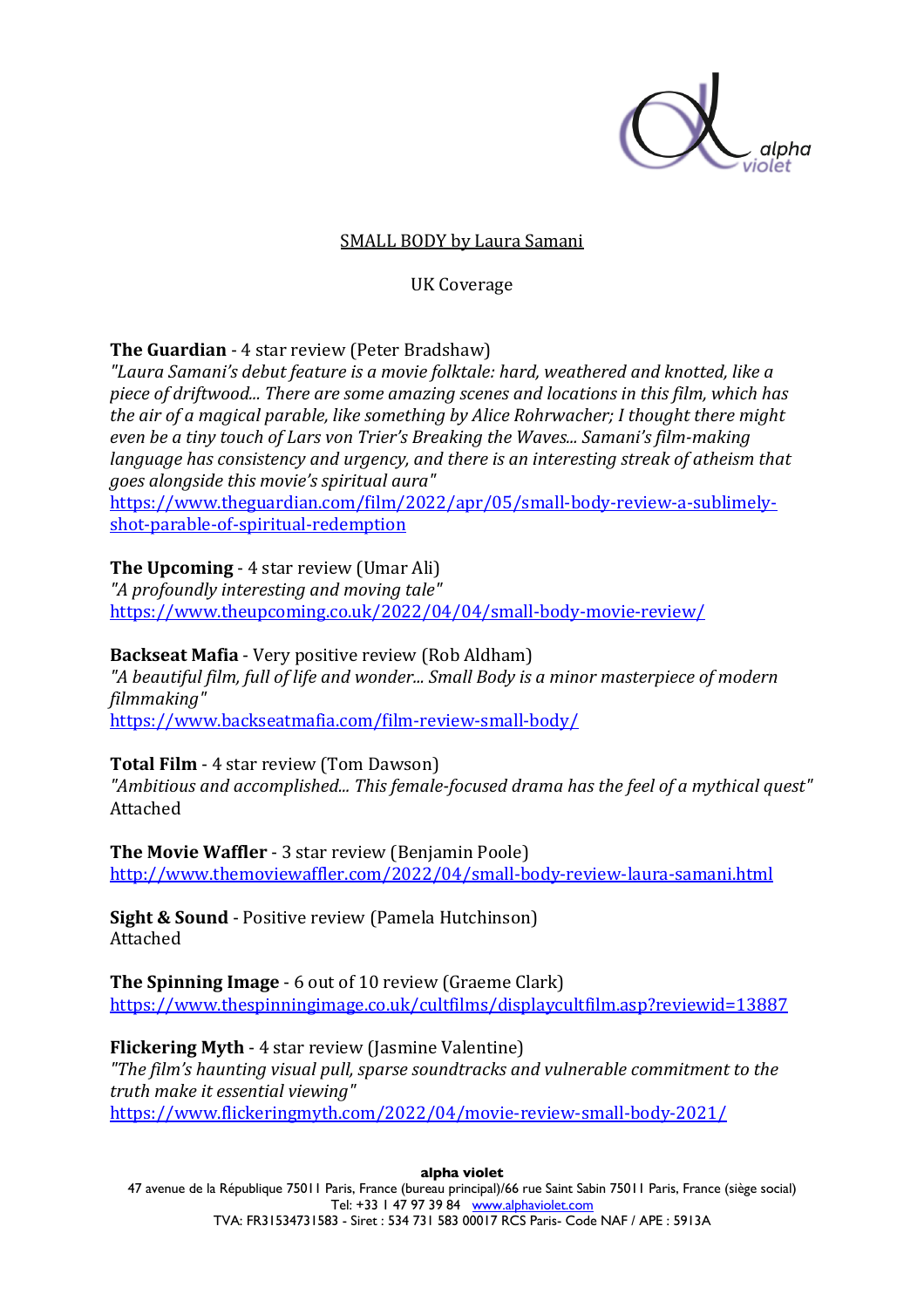alpha violet

# SMALL BODY by Laura Samani

UK Coverage

**The Guardian** - 4 star review (Peter Bradshaw)
*"Laura Samani's debut feature is a movie folktale: hard, weathered and knotted, like a piece of driftwood... There are some amazing scenes and locations in this film, which has the air of a magical parable, like something by Alice Rohrwacher; I thought there might even be a tiny touch of Lars von Trier's Breaking the Waves... Samani's film-making language has consistency and urgency, and there is an interesting streak of atheism that goes alongside this movie's spiritual aura"*
https://www.theguardian.com/film/2022/apr/05/small-body-review-a-sublimely-shot-parable-of-spiritual-redemption

**The Upcoming** - 4 star review (Umar Ali)
*"A profoundly interesting and moving tale"*
https://www.theupcoming.co.uk/2022/04/04/small-body-movie-review/

**Backseat Mafia** - Very positive review (Rob Aldham)
*"A beautiful film, full of life and wonder... Small Body is a minor masterpiece of modern filmmaking"*
https://www.backseatmafia.com/film-review-small-body/

**Total Film** - 4 star review (Tom Dawson)
*"Ambitious and accomplished... This female-focused drama has the feel of a mythical quest"*
Attached

**The Movie Waffler** - 3 star review (Benjamin Poole)
http://www.themoviewaffler.com/2022/04/small-body-review-laura-samani.html

**Sight & Sound** - Positive review (Pamela Hutchinson)
Attached

**The Spinning Image** - 6 out of 10 review (Graeme Clark)
https://www.thespinningimage.co.uk/cultfilms/displaycultfilm.asp?reviewid=13887

**Flickering Myth** - 4 star review (Jasmine Valentine)
*"The film's haunting visual pull, sparse soundtracks and vulnerable commitment to the truth make it essential viewing"*
https://www.flickeringmyth.com/2022/04/movie-review-small-body-2021/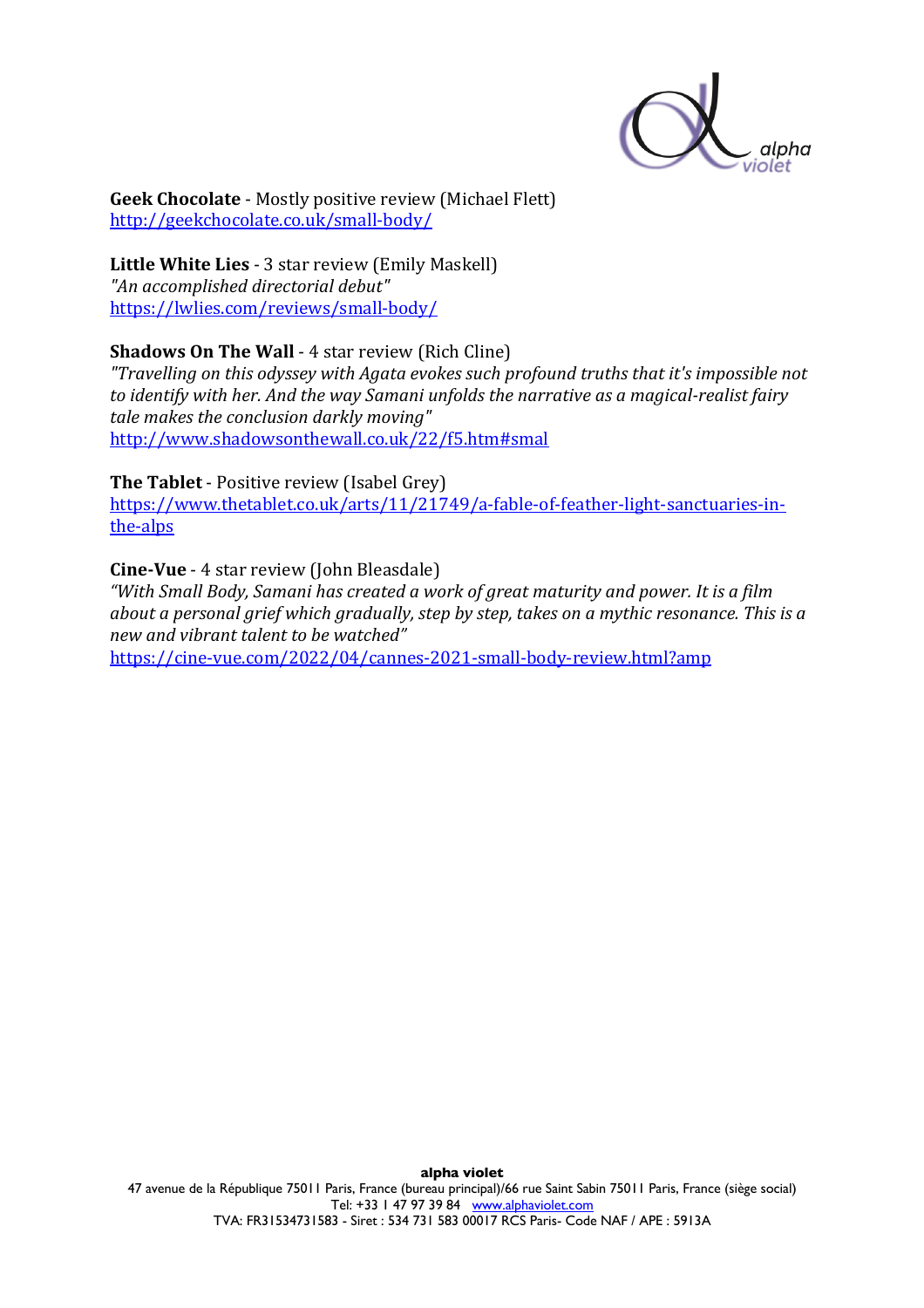**Geek Chocolate** - Mostly positive review (Michael Flett)
http://geekchocolate.co.uk/small-body/

**Little White Lies** - 3 star review (Emily Maskell)
*"An accomplished directorial debut"*
https://lwlies.com/reviews/small-body/

**Shadows On The Wall** - 4 star review (Rich Cline)
*"Travelling on this odyssey with Agata evokes such profound truths that it's impossible not to identify with her. And the way Samani unfolds the narrative as a magical-realist fairy tale makes the conclusion darkly moving"*
http://www.shadowsonthewall.co.uk/22/f5.htm#smal

**The Tablet** - Positive review (Isabel Grey)
https://www.thetablet.co.uk/arts/11/21749/a-fable-of-feather-light-sanctuaries-in-the-alps

**Cine-Vue** - 4 star review (John Bleasdale)
*"With Small Body, Samani has created a work of great maturity and power. It is a film about a personal grief which gradually, step by step, takes on a mythic resonance. This is a new and vibrant talent to be watched"*
https://cine-vue.com/2022/04/cannes-2021-small-body-review.html?amp

**alpha violet**
47 avenue de la République 75011 Paris, France (bureau principal)/66 rue Saint Sabin 75011 Paris, France (siège social)
Tel: +33 1 47 97 39 84 www.alphaviolet.com
TVA: FR31534731583 - Siret : 534 731 583 00017 RCS Paris- Code NAF / APE : 5913A